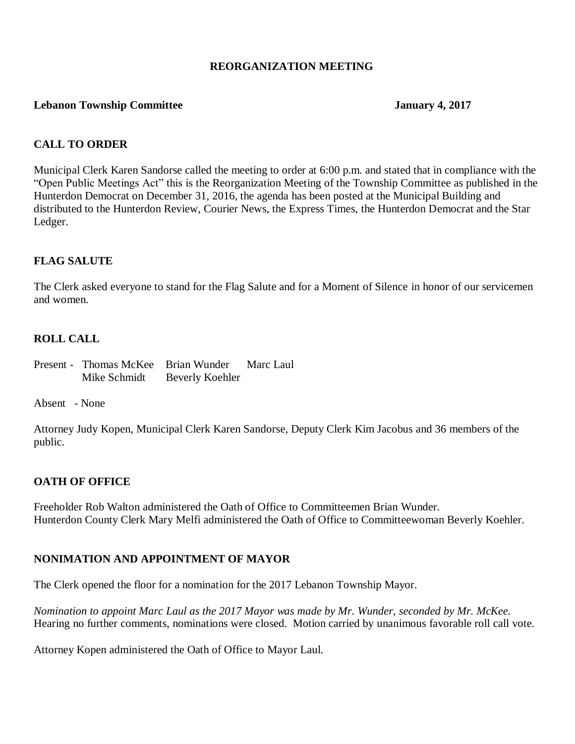# REORGANIZATION MEETING

**Lebanon Township Committee** **January 4, 2017**

## CALL TO ORDER

Municipal Clerk Karen Sandorse called the meeting to order at 6:00 p.m. and stated that in compliance with the "Open Public Meetings Act" this is the Reorganization Meeting of the Township Committee as published in the Hunterdon Democrat on December 31, 2016, the agenda has been posted at the Municipal Building and distributed to the Hunterdon Review, Courier News, the Express Times, the Hunterdon Democrat and the Star Ledger.

## FLAG SALUTE

The Clerk asked everyone to stand for the Flag Salute and for a Moment of Silence in honor of our servicemen and women.

## ROLL CALL

Present - Thomas McKee Brian Wunder Marc Laul
Mike Schmidt Beverly Koehler

Absent - None

Attorney Judy Kopen, Municipal Clerk Karen Sandorse, Deputy Clerk Kim Jacobus and 36 members of the public.

## OATH OF OFFICE

Freeholder Rob Walton administered the Oath of Office to Committeemen Brian Wunder.
Hunterdon County Clerk Mary Melfi administered the Oath of Office to Committeewoman Beverly Koehler.

## NONIMATION AND APPOINTMENT OF MAYOR

The Clerk opened the floor for a nomination for the 2017 Lebanon Township Mayor.

*Nomination to appoint Marc Laul as the 2017 Mayor was made by Mr. Wunder, seconded by Mr. McKee.* Hearing no further comments, nominations were closed. Motion carried by unanimous favorable roll call vote.

Attorney Kopen administered the Oath of Office to Mayor Laul.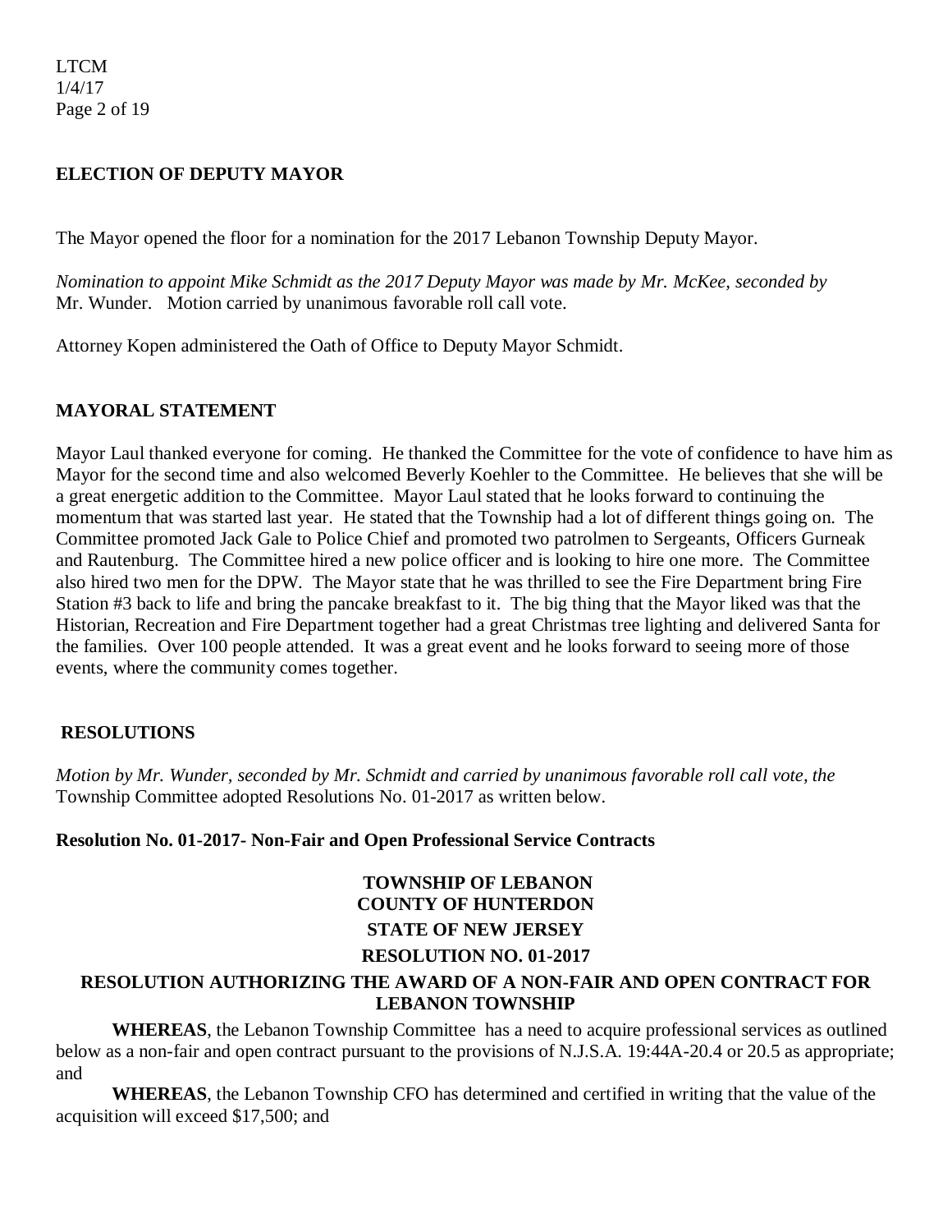## ELECTION OF DEPUTY MAYOR

The Mayor opened the floor for a nomination for the 2017 Lebanon Township Deputy Mayor.

*Nomination to appoint Mike Schmidt as the 2017 Deputy Mayor was made by Mr. McKee, seconded by* Mr. Wunder. Motion carried by unanimous favorable roll call vote.

Attorney Kopen administered the Oath of Office to Deputy Mayor Schmidt.

## MAYORAL STATEMENT

Mayor Laul thanked everyone for coming. He thanked the Committee for the vote of confidence to have him as Mayor for the second time and also welcomed Beverly Koehler to the Committee. He believes that she will be a great energetic addition to the Committee. Mayor Laul stated that he looks forward to continuing the momentum that was started last year. He stated that the Township had a lot of different things going on. The Committee promoted Jack Gale to Police Chief and promoted two patrolmen to Sergeants, Officers Gurneak and Rautenburg. The Committee hired a new police officer and is looking to hire one more. The Committee also hired two men for the DPW. The Mayor state that he was thrilled to see the Fire Department bring Fire Station #3 back to life and bring the pancake breakfast to it. The big thing that the Mayor liked was that the Historian, Recreation and Fire Department together had a great Christmas tree lighting and delivered Santa for the families. Over 100 people attended. It was a great event and he looks forward to seeing more of those events, where the community comes together.

## RESOLUTIONS

*Motion by Mr. Wunder, seconded by Mr. Schmidt and carried by unanimous favorable roll call vote, the* Township Committee adopted Resolutions No. 01-2017 as written below.

**Resolution No. 01-2017- Non-Fair and Open Professional Service Contracts**

**TOWNSHIP OF LEBANON**
**COUNTY OF HUNTERDON**
**STATE OF NEW JERSEY**
**RESOLUTION NO. 01-2017**

**RESOLUTION AUTHORIZING THE AWARD OF A NON-FAIR AND OPEN CONTRACT FOR LEBANON TOWNSHIP**

**WHEREAS**, the Lebanon Township Committee has a need to acquire professional services as outlined below as a non-fair and open contract pursuant to the provisions of N.J.S.A. 19:44A-20.4 or 20.5 as appropriate; and

**WHEREAS**, the Lebanon Township CFO has determined and certified in writing that the value of the acquisition will exceed $17,500; and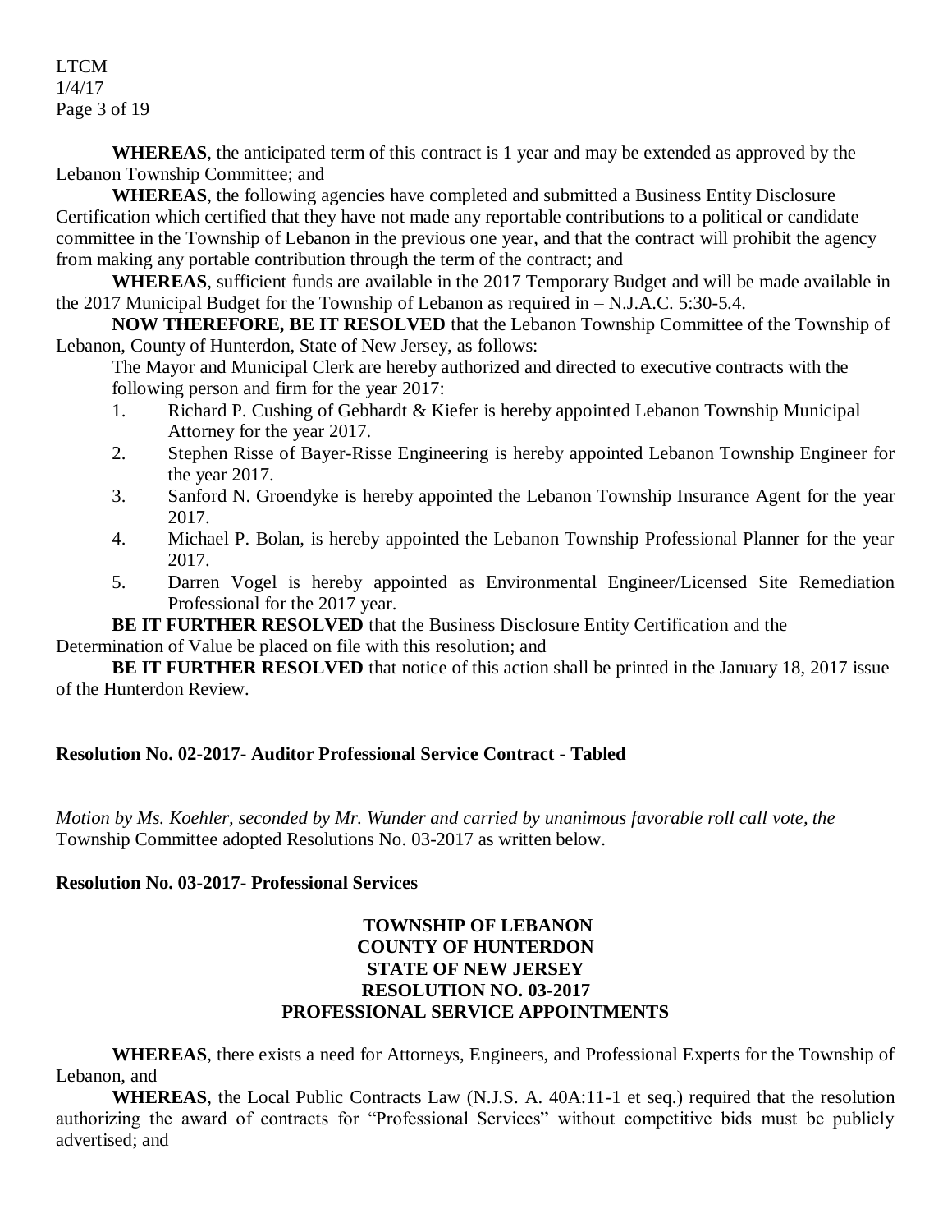**WHEREAS**, the anticipated term of this contract is 1 year and may be extended as approved by the Lebanon Township Committee; and

**WHEREAS**, the following agencies have completed and submitted a Business Entity Disclosure Certification which certified that they have not made any reportable contributions to a political or candidate committee in the Township of Lebanon in the previous one year, and that the contract will prohibit the agency from making any portable contribution through the term of the contract; and

**WHEREAS**, sufficient funds are available in the 2017 Temporary Budget and will be made available in the 2017 Municipal Budget for the Township of Lebanon as required in – N.J.A.C. 5:30-5.4.

**NOW THEREFORE, BE IT RESOLVED** that the Lebanon Township Committee of the Township of Lebanon, County of Hunterdon, State of New Jersey, as follows:

The Mayor and Municipal Clerk are hereby authorized and directed to executive contracts with the following person and firm for the year 2017:

1. Richard P. Cushing of Gebhardt & Kiefer is hereby appointed Lebanon Township Municipal Attorney for the year 2017.
2. Stephen Risse of Bayer-Risse Engineering is hereby appointed Lebanon Township Engineer for the year 2017.
3. Sanford N. Groendyke is hereby appointed the Lebanon Township Insurance Agent for the year 2017.
4. Michael P. Bolan, is hereby appointed the Lebanon Township Professional Planner for the year 2017.
5. Darren Vogel is hereby appointed as Environmental Engineer/Licensed Site Remediation Professional for the 2017 year.

**BE IT FURTHER RESOLVED** that the Business Disclosure Entity Certification and the Determination of Value be placed on file with this resolution; and

**BE IT FURTHER RESOLVED** that notice of this action shall be printed in the January 18, 2017 issue of the Hunterdon Review.

**Resolution No. 02-2017- Auditor Professional Service Contract - Tabled**

*Motion by Ms. Koehler, seconded by Mr. Wunder and carried by unanimous favorable roll call vote, the* Township Committee adopted Resolutions No. 03-2017 as written below.

**Resolution No. 03-2017- Professional Services**

**TOWNSHIP OF LEBANON**
**COUNTY OF HUNTERDON**
**STATE OF NEW JERSEY**
**RESOLUTION NO. 03-2017**
**PROFESSIONAL SERVICE APPOINTMENTS**

**WHEREAS**, there exists a need for Attorneys, Engineers, and Professional Experts for the Township of Lebanon, and

**WHEREAS**, the Local Public Contracts Law (N.J.S. A. 40A:11-1 et seq.) required that the resolution authorizing the award of contracts for "Professional Services" without competitive bids must be publicly advertised; and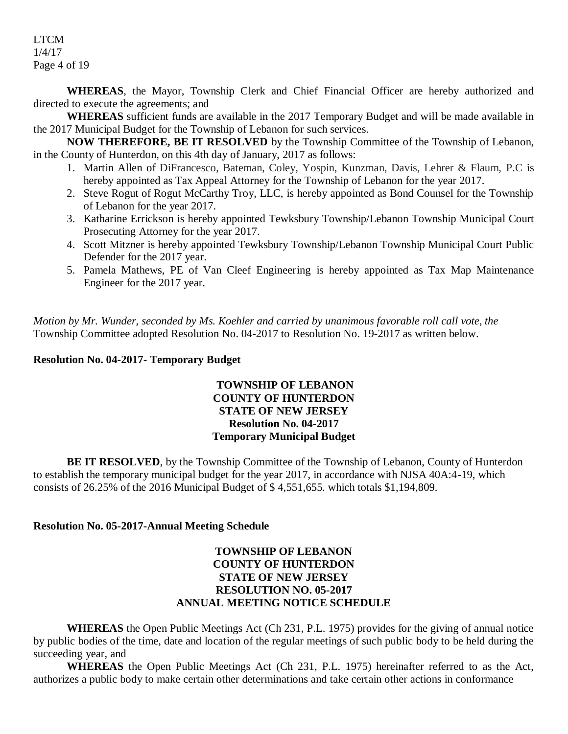**WHEREAS**, the Mayor, Township Clerk and Chief Financial Officer are hereby authorized and directed to execute the agreements; and

**WHEREAS** sufficient funds are available in the 2017 Temporary Budget and will be made available in the 2017 Municipal Budget for the Township of Lebanon for such services.

**NOW THEREFORE, BE IT RESOLVED** by the Township Committee of the Township of Lebanon, in the County of Hunterdon, on this 4th day of January, 2017 as follows:

1. Martin Allen of DiFrancesco, Bateman, Coley, Yospin, Kunzman, Davis, Lehrer & Flaum, P.C is hereby appointed as Tax Appeal Attorney for the Township of Lebanon for the year 2017.
2. Steve Rogut of Rogut McCarthy Troy, LLC, is hereby appointed as Bond Counsel for the Township of Lebanon for the year 2017.
3. Katharine Errickson is hereby appointed Tewksbury Township/Lebanon Township Municipal Court Prosecuting Attorney for the year 2017.
4. Scott Mitzner is hereby appointed Tewksbury Township/Lebanon Township Municipal Court Public Defender for the 2017 year.
5. Pamela Mathews, PE of Van Cleef Engineering is hereby appointed as Tax Map Maintenance Engineer for the 2017 year.

*Motion by Mr. Wunder, seconded by Ms. Koehler and carried by unanimous favorable roll call vote, the* Township Committee adopted Resolution No. 04-2017 to Resolution No. 19-2017 as written below.

**Resolution No. 04-2017- Temporary Budget**

**TOWNSHIP OF LEBANON**
**COUNTY OF HUNTERDON**
**STATE OF NEW JERSEY**
**Resolution No. 04-2017**
**Temporary Municipal Budget**

**BE IT RESOLVED**, by the Township Committee of the Township of Lebanon, County of Hunterdon to establish the temporary municipal budget for the year 2017, in accordance with NJSA 40A:4-19, which consists of 26.25% of the 2016 Municipal Budget of $ 4,551,655. which totals $1,194,809.

**Resolution No. 05-2017-Annual Meeting Schedule**

**TOWNSHIP OF LEBANON**
**COUNTY OF HUNTERDON**
**STATE OF NEW JERSEY**
**RESOLUTION NO. 05-2017**
**ANNUAL MEETING NOTICE SCHEDULE**

**WHEREAS** the Open Public Meetings Act (Ch 231, P.L. 1975) provides for the giving of annual notice by public bodies of the time, date and location of the regular meetings of such public body to be held during the succeeding year, and

**WHEREAS** the Open Public Meetings Act (Ch 231, P.L. 1975) hereinafter referred to as the Act, authorizes a public body to make certain other determinations and take certain other actions in conformance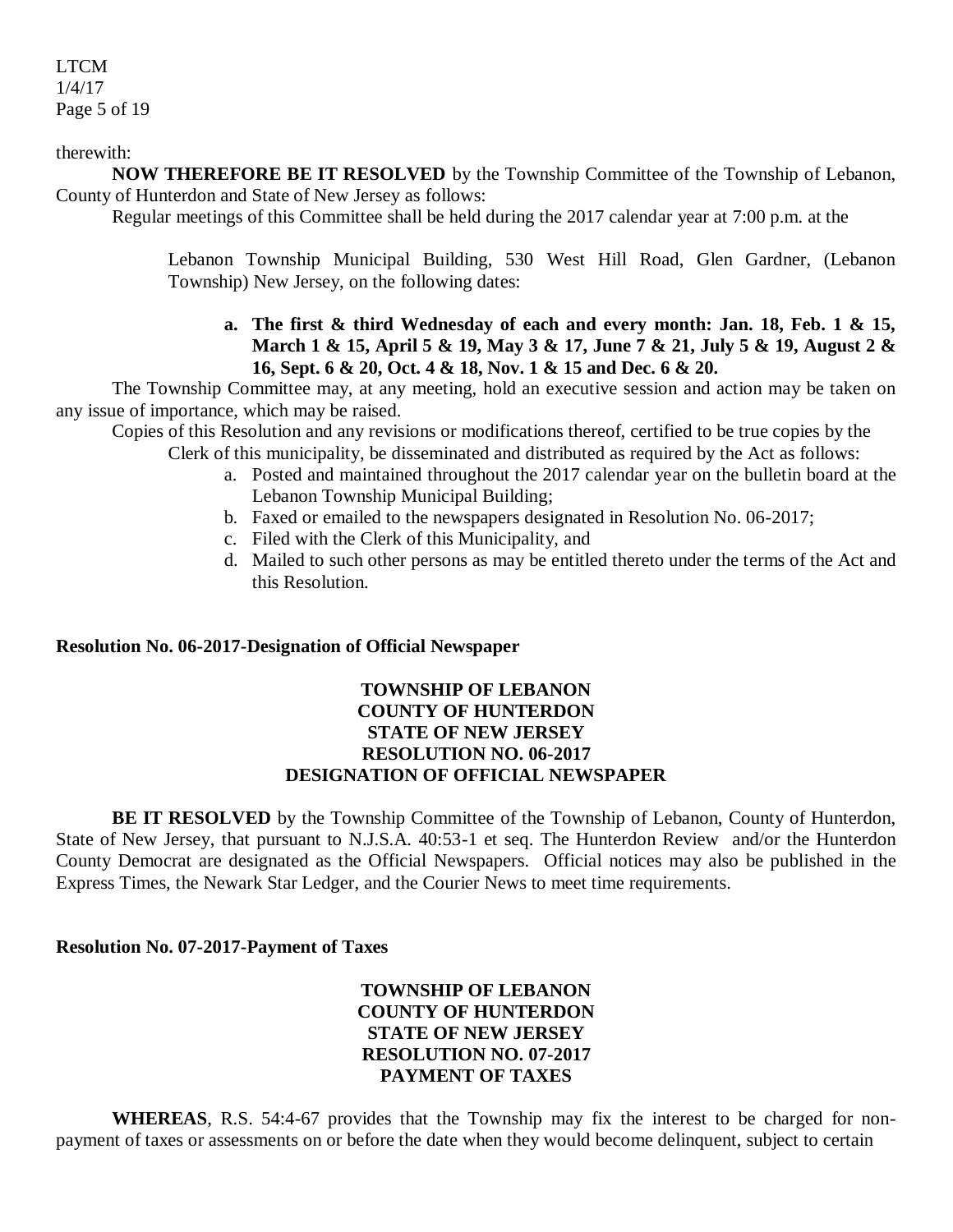therewith:

**NOW THEREFORE BE IT RESOLVED** by the Township Committee of the Township of Lebanon, County of Hunterdon and State of New Jersey as follows:

Regular meetings of this Committee shall be held during the 2017 calendar year at 7:00 p.m. at the

Lebanon Township Municipal Building, 530 West Hill Road, Glen Gardner, (Lebanon Township) New Jersey, on the following dates:

**a. The first & third Wednesday of each and every month: Jan. 18, Feb. 1 & 15, March 1 & 15, April 5 & 19, May 3 & 17, June 7 & 21, July 5 & 19, August 2 & 16, Sept. 6 & 20, Oct. 4 & 18, Nov. 1 & 15 and Dec. 6 & 20.**

The Township Committee may, at any meeting, hold an executive session and action may be taken on any issue of importance, which may be raised.

Copies of this Resolution and any revisions or modifications thereof, certified to be true copies by the Clerk of this municipality, be disseminated and distributed as required by the Act as follows:

a. Posted and maintained throughout the 2017 calendar year on the bulletin board at the Lebanon Township Municipal Building;
b. Faxed or emailed to the newspapers designated in Resolution No. 06-2017;
c. Filed with the Clerk of this Municipality, and
d. Mailed to such other persons as may be entitled thereto under the terms of the Act and this Resolution.

**Resolution No. 06-2017-Designation of Official Newspaper**

**TOWNSHIP OF LEBANON**
**COUNTY OF HUNTERDON**
**STATE OF NEW JERSEY**
**RESOLUTION NO. 06-2017**
**DESIGNATION OF OFFICIAL NEWSPAPER**

**BE IT RESOLVED** by the Township Committee of the Township of Lebanon, County of Hunterdon, State of New Jersey, that pursuant to N.J.S.A. 40:53-1 et seq. The Hunterdon Review and/or the Hunterdon County Democrat are designated as the Official Newspapers. Official notices may also be published in the Express Times, the Newark Star Ledger, and the Courier News to meet time requirements.

**Resolution No. 07-2017-Payment of Taxes**

**TOWNSHIP OF LEBANON**
**COUNTY OF HUNTERDON**
**STATE OF NEW JERSEY**
**RESOLUTION NO. 07-2017**
**PAYMENT OF TAXES**

**WHEREAS**, R.S. 54:4-67 provides that the Township may fix the interest to be charged for non-payment of taxes or assessments on or before the date when they would become delinquent, subject to certain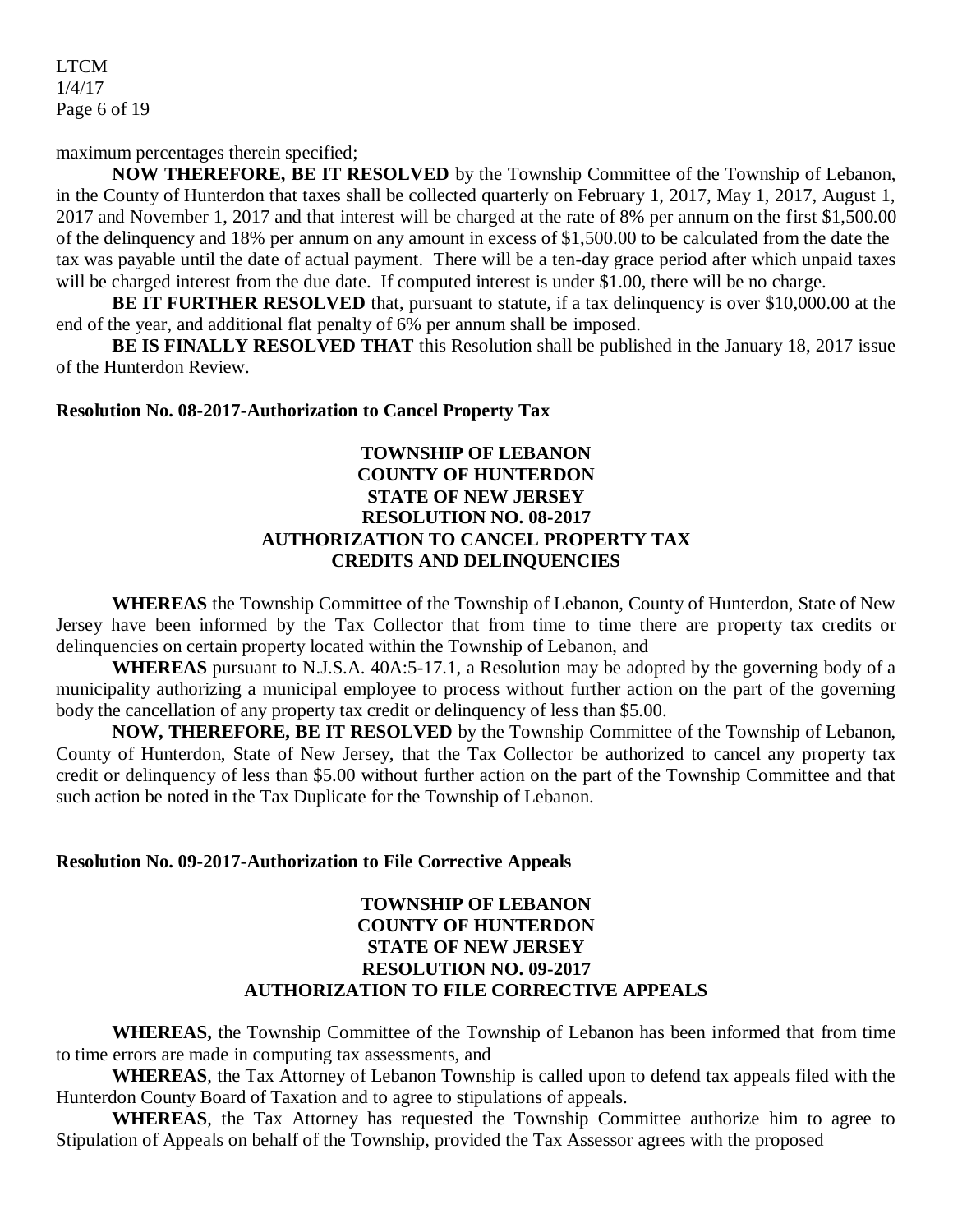maximum percentages therein specified;

**NOW THEREFORE, BE IT RESOLVED** by the Township Committee of the Township of Lebanon, in the County of Hunterdon that taxes shall be collected quarterly on February 1, 2017, May 1, 2017, August 1, 2017 and November 1, 2017 and that interest will be charged at the rate of 8% per annum on the first $1,500.00 of the delinquency and 18% per annum on any amount in excess of $1,500.00 to be calculated from the date the tax was payable until the date of actual payment. There will be a ten-day grace period after which unpaid taxes will be charged interest from the due date. If computed interest is under $1.00, there will be no charge.

**BE IT FURTHER RESOLVED** that, pursuant to statute, if a tax delinquency is over $10,000.00 at the end of the year, and additional flat penalty of 6% per annum shall be imposed.

**BE IS FINALLY RESOLVED THAT** this Resolution shall be published in the January 18, 2017 issue of the Hunterdon Review.

**Resolution No. 08-2017-Authorization to Cancel Property Tax**

**TOWNSHIP OF LEBANON**
**COUNTY OF HUNTERDON**
**STATE OF NEW JERSEY**
**RESOLUTION NO. 08-2017**
**AUTHORIZATION TO CANCEL PROPERTY TAX**
**CREDITS AND DELINQUENCIES**

**WHEREAS** the Township Committee of the Township of Lebanon, County of Hunterdon, State of New Jersey have been informed by the Tax Collector that from time to time there are property tax credits or delinquencies on certain property located within the Township of Lebanon, and

**WHEREAS** pursuant to N.J.S.A. 40A:5-17.1, a Resolution may be adopted by the governing body of a municipality authorizing a municipal employee to process without further action on the part of the governing body the cancellation of any property tax credit or delinquency of less than $5.00.

**NOW, THEREFORE, BE IT RESOLVED** by the Township Committee of the Township of Lebanon, County of Hunterdon, State of New Jersey, that the Tax Collector be authorized to cancel any property tax credit or delinquency of less than $5.00 without further action on the part of the Township Committee and that such action be noted in the Tax Duplicate for the Township of Lebanon.

**Resolution No. 09-2017-Authorization to File Corrective Appeals**

**TOWNSHIP OF LEBANON**
**COUNTY OF HUNTERDON**
**STATE OF NEW JERSEY**
**RESOLUTION NO. 09-2017**
**AUTHORIZATION TO FILE CORRECTIVE APPEALS**

**WHEREAS,** the Township Committee of the Township of Lebanon has been informed that from time to time errors are made in computing tax assessments, and

**WHEREAS**, the Tax Attorney of Lebanon Township is called upon to defend tax appeals filed with the Hunterdon County Board of Taxation and to agree to stipulations of appeals.

**WHEREAS**, the Tax Attorney has requested the Township Committee authorize him to agree to Stipulation of Appeals on behalf of the Township, provided the Tax Assessor agrees with the proposed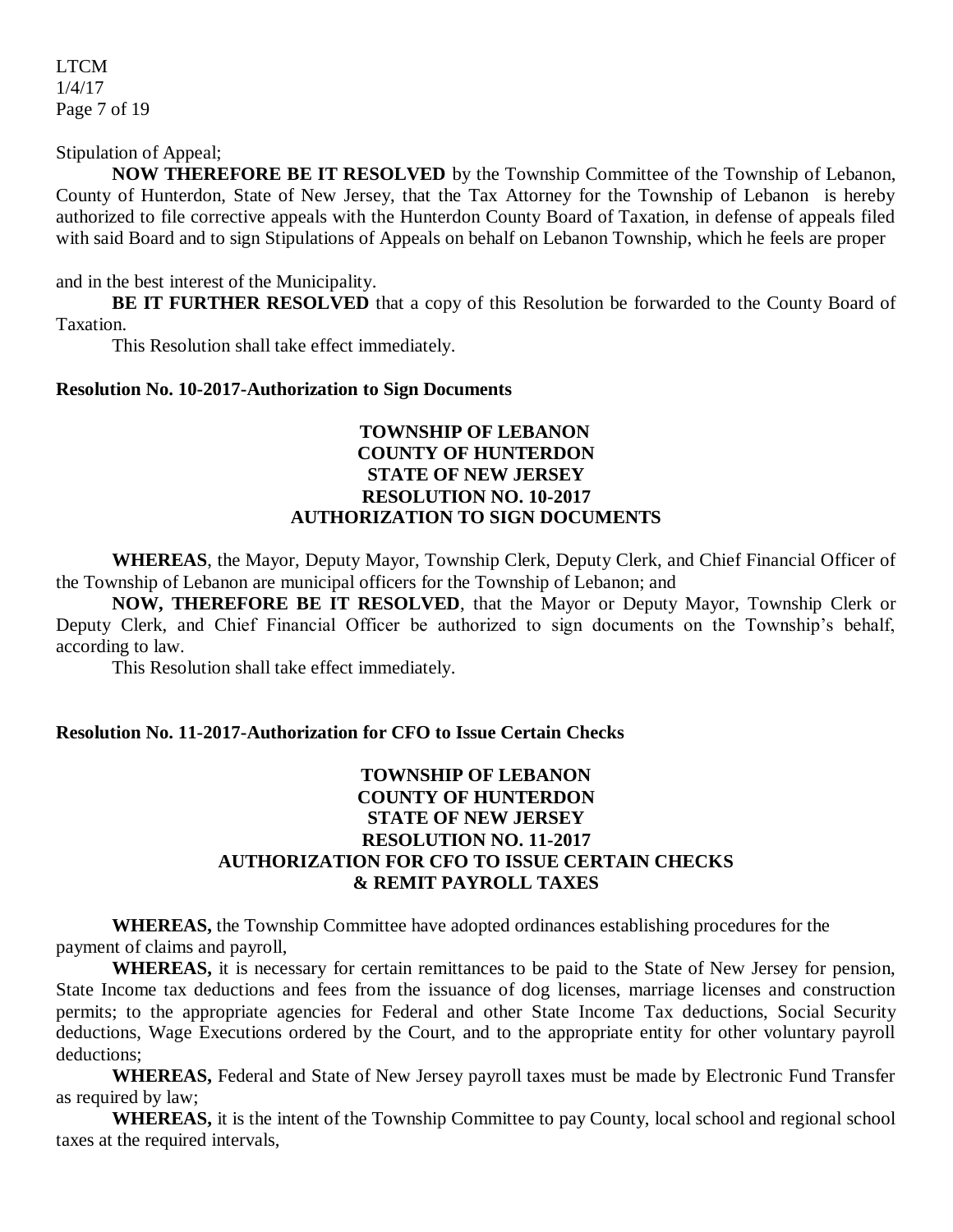Stipulation of Appeal;

**NOW THEREFORE BE IT RESOLVED** by the Township Committee of the Township of Lebanon, County of Hunterdon, State of New Jersey, that the Tax Attorney for the Township of Lebanon is hereby authorized to file corrective appeals with the Hunterdon County Board of Taxation, in defense of appeals filed with said Board and to sign Stipulations of Appeals on behalf on Lebanon Township, which he feels are proper and in the best interest of the Municipality.

**BE IT FURTHER RESOLVED** that a copy of this Resolution be forwarded to the County Board of Taxation.

This Resolution shall take effect immediately.

**Resolution No. 10-2017-Authorization to Sign Documents**

**TOWNSHIP OF LEBANON**
**COUNTY OF HUNTERDON**
**STATE OF NEW JERSEY**
**RESOLUTION NO. 10-2017**
**AUTHORIZATION TO SIGN DOCUMENTS**

**WHEREAS**, the Mayor, Deputy Mayor, Township Clerk, Deputy Clerk, and Chief Financial Officer of the Township of Lebanon are municipal officers for the Township of Lebanon; and

**NOW, THEREFORE BE IT RESOLVED**, that the Mayor or Deputy Mayor, Township Clerk or Deputy Clerk, and Chief Financial Officer be authorized to sign documents on the Township's behalf, according to law.

This Resolution shall take effect immediately.

**Resolution No. 11-2017-Authorization for CFO to Issue Certain Checks**

**TOWNSHIP OF LEBANON**
**COUNTY OF HUNTERDON**
**STATE OF NEW JERSEY**
**RESOLUTION NO. 11-2017**
**AUTHORIZATION FOR CFO TO ISSUE CERTAIN CHECKS**
**& REMIT PAYROLL TAXES**

**WHEREAS,** the Township Committee have adopted ordinances establishing procedures for the payment of claims and payroll,

**WHEREAS,** it is necessary for certain remittances to be paid to the State of New Jersey for pension, State Income tax deductions and fees from the issuance of dog licenses, marriage licenses and construction permits; to the appropriate agencies for Federal and other State Income Tax deductions, Social Security deductions, Wage Executions ordered by the Court, and to the appropriate entity for other voluntary payroll deductions;

**WHEREAS,** Federal and State of New Jersey payroll taxes must be made by Electronic Fund Transfer as required by law;

**WHEREAS,** it is the intent of the Township Committee to pay County, local school and regional school taxes at the required intervals,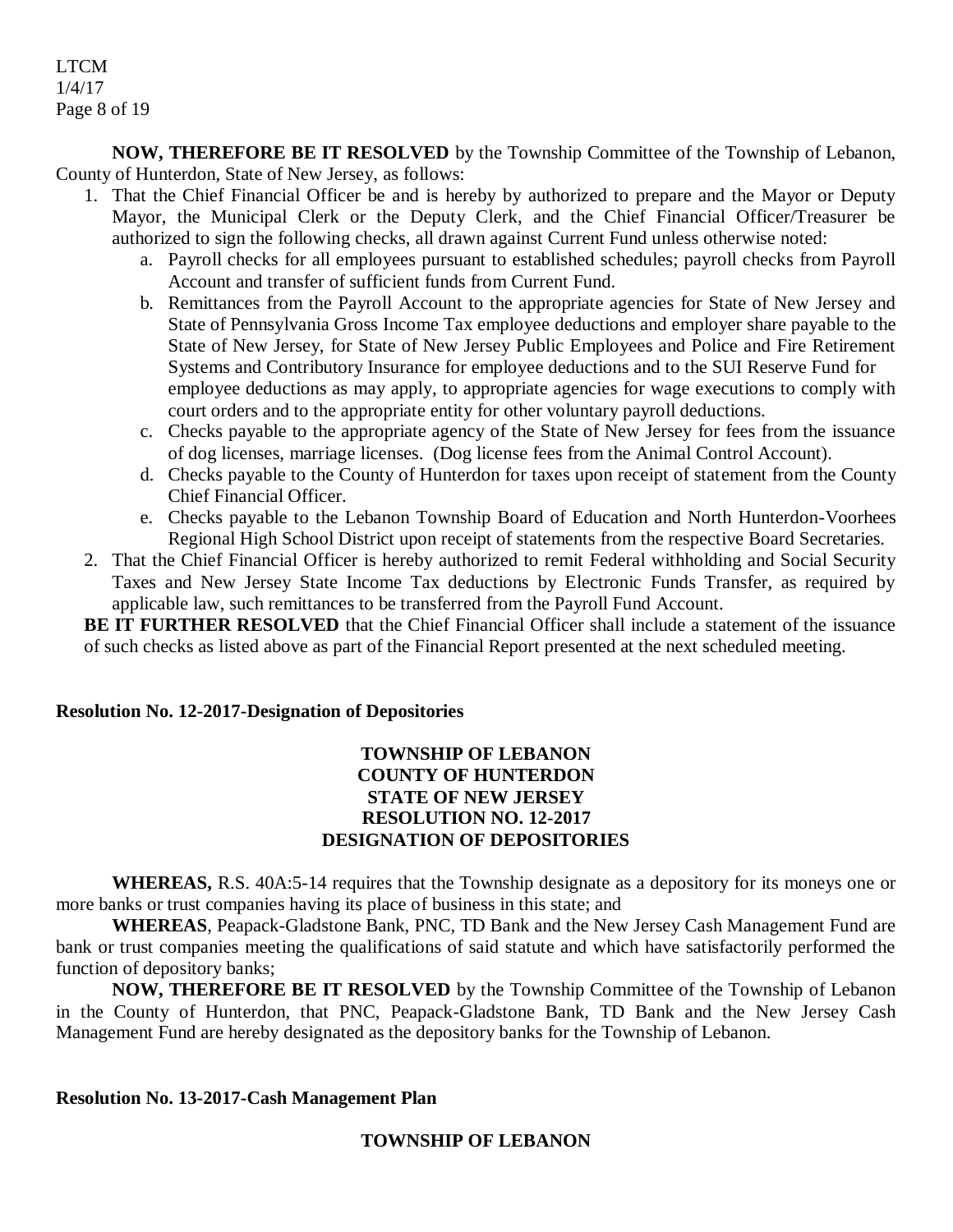**NOW, THEREFORE BE IT RESOLVED** by the Township Committee of the Township of Lebanon, County of Hunterdon, State of New Jersey, as follows:

1. That the Chief Financial Officer be and is hereby by authorized to prepare and the Mayor or Deputy Mayor, the Municipal Clerk or the Deputy Clerk, and the Chief Financial Officer/Treasurer be authorized to sign the following checks, all drawn against Current Fund unless otherwise noted:
   a. Payroll checks for all employees pursuant to established schedules; payroll checks from Payroll Account and transfer of sufficient funds from Current Fund.
   b. Remittances from the Payroll Account to the appropriate agencies for State of New Jersey and State of Pennsylvania Gross Income Tax employee deductions and employer share payable to the State of New Jersey, for State of New Jersey Public Employees and Police and Fire Retirement Systems and Contributory Insurance for employee deductions and to the SUI Reserve Fund for employee deductions as may apply, to appropriate agencies for wage executions to comply with court orders and to the appropriate entity for other voluntary payroll deductions.
   c. Checks payable to the appropriate agency of the State of New Jersey for fees from the issuance of dog licenses, marriage licenses. (Dog license fees from the Animal Control Account).
   d. Checks payable to the County of Hunterdon for taxes upon receipt of statement from the County Chief Financial Officer.
   e. Checks payable to the Lebanon Township Board of Education and North Hunterdon-Voorhees Regional High School District upon receipt of statements from the respective Board Secretaries.
2. That the Chief Financial Officer is hereby authorized to remit Federal withholding and Social Security Taxes and New Jersey State Income Tax deductions by Electronic Funds Transfer, as required by applicable law, such remittances to be transferred from the Payroll Fund Account.

**BE IT FURTHER RESOLVED** that the Chief Financial Officer shall include a statement of the issuance of such checks as listed above as part of the Financial Report presented at the next scheduled meeting.

**Resolution No. 12-2017-Designation of Depositories**

**TOWNSHIP OF LEBANON**
**COUNTY OF HUNTERDON**
**STATE OF NEW JERSEY**
**RESOLUTION NO. 12-2017**
**DESIGNATION OF DEPOSITORIES**

**WHEREAS,** R.S. 40A:5-14 requires that the Township designate as a depository for its moneys one or more banks or trust companies having its place of business in this state; and

**WHEREAS**, Peapack-Gladstone Bank, PNC, TD Bank and the New Jersey Cash Management Fund are bank or trust companies meeting the qualifications of said statute and which have satisfactorily performed the function of depository banks;

**NOW, THEREFORE BE IT RESOLVED** by the Township Committee of the Township of Lebanon in the County of Hunterdon, that PNC, Peapack-Gladstone Bank, TD Bank and the New Jersey Cash Management Fund are hereby designated as the depository banks for the Township of Lebanon.

**Resolution No. 13-2017-Cash Management Plan**

**TOWNSHIP OF LEBANON**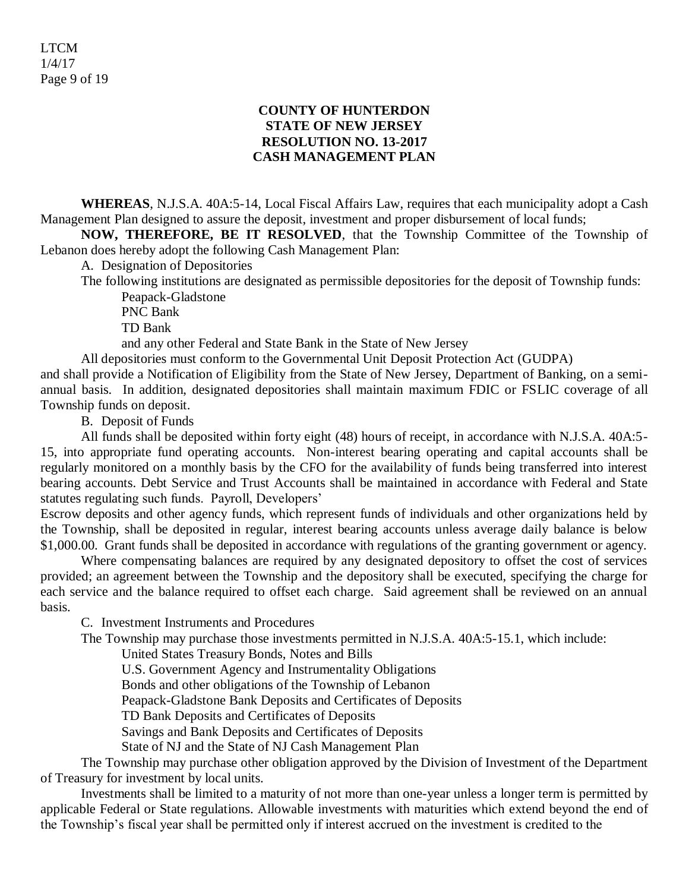**COUNTY OF HUNTERDON**
**STATE OF NEW JERSEY**
**RESOLUTION NO. 13-2017**
**CASH MANAGEMENT PLAN**

**WHEREAS**, N.J.S.A. 40A:5-14, Local Fiscal Affairs Law, requires that each municipality adopt a Cash Management Plan designed to assure the deposit, investment and proper disbursement of local funds;

**NOW, THEREFORE, BE IT RESOLVED**, that the Township Committee of the Township of Lebanon does hereby adopt the following Cash Management Plan:

A. Designation of Depositories

The following institutions are designated as permissible depositories for the deposit of Township funds:

Peapack-Gladstone
PNC Bank
TD Bank
and any other Federal and State Bank in the State of New Jersey

All depositories must conform to the Governmental Unit Deposit Protection Act (GUDPA) and shall provide a Notification of Eligibility from the State of New Jersey, Department of Banking, on a semi-annual basis. In addition, designated depositories shall maintain maximum FDIC or FSLIC coverage of all Township funds on deposit.

B. Deposit of Funds

All funds shall be deposited within forty eight (48) hours of receipt, in accordance with N.J.S.A. 40A:5-15, into appropriate fund operating accounts. Non-interest bearing operating and capital accounts shall be regularly monitored on a monthly basis by the CFO for the availability of funds being transferred into interest bearing accounts. Debt Service and Trust Accounts shall be maintained in accordance with Federal and State statutes regulating such funds. Payroll, Developers' Escrow deposits and other agency funds, which represent funds of individuals and other organizations held by the Township, shall be deposited in regular, interest bearing accounts unless average daily balance is below $1,000.00. Grant funds shall be deposited in accordance with regulations of the granting government or agency.

Where compensating balances are required by any designated depository to offset the cost of services provided; an agreement between the Township and the depository shall be executed, specifying the charge for each service and the balance required to offset each charge. Said agreement shall be reviewed on an annual basis.

C. Investment Instruments and Procedures

The Township may purchase those investments permitted in N.J.S.A. 40A:5-15.1, which include:

United States Treasury Bonds, Notes and Bills
U.S. Government Agency and Instrumentality Obligations
Bonds and other obligations of the Township of Lebanon
Peapack-Gladstone Bank Deposits and Certificates of Deposits
TD Bank Deposits and Certificates of Deposits
Savings and Bank Deposits and Certificates of Deposits
State of NJ and the State of NJ Cash Management Plan

The Township may purchase other obligation approved by the Division of Investment of the Department of Treasury for investment by local units.

Investments shall be limited to a maturity of not more than one-year unless a longer term is permitted by applicable Federal or State regulations. Allowable investments with maturities which extend beyond the end of the Township's fiscal year shall be permitted only if interest accrued on the investment is credited to the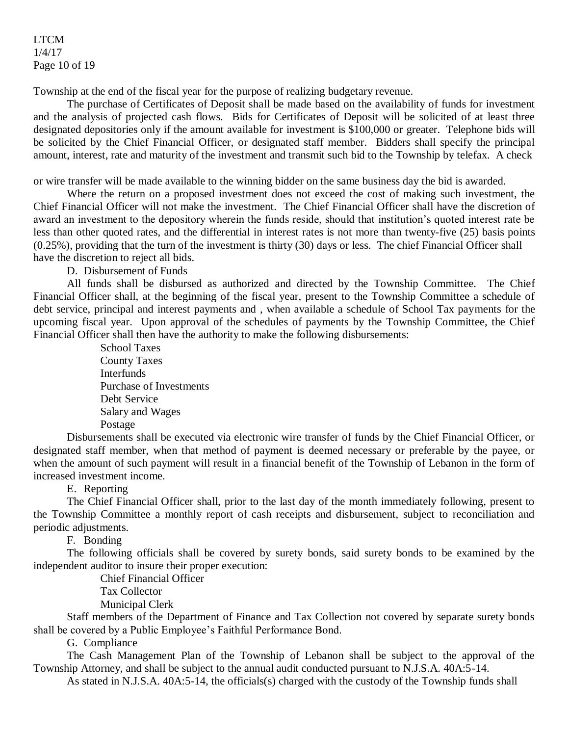Township at the end of the fiscal year for the purpose of realizing budgetary revenue.

The purchase of Certificates of Deposit shall be made based on the availability of funds for investment and the analysis of projected cash flows. Bids for Certificates of Deposit will be solicited of at least three designated depositories only if the amount available for investment is $100,000 or greater. Telephone bids will be solicited by the Chief Financial Officer, or designated staff member. Bidders shall specify the principal amount, interest, rate and maturity of the investment and transmit such bid to the Township by telefax. A check or wire transfer will be made available to the winning bidder on the same business day the bid is awarded.

Where the return on a proposed investment does not exceed the cost of making such investment, the Chief Financial Officer will not make the investment. The Chief Financial Officer shall have the discretion of award an investment to the depository wherein the funds reside, should that institution's quoted interest rate be less than other quoted rates, and the differential in interest rates is not more than twenty-five (25) basis points (0.25%), providing that the turn of the investment is thirty (30) days or less. The chief Financial Officer shall have the discretion to reject all bids.

D. Disbursement of Funds

All funds shall be disbursed as authorized and directed by the Township Committee. The Chief Financial Officer shall, at the beginning of the fiscal year, present to the Township Committee a schedule of debt service, principal and interest payments and , when available a schedule of School Tax payments for the upcoming fiscal year. Upon approval of the schedules of payments by the Township Committee, the Chief Financial Officer shall then have the authority to make the following disbursements:

School Taxes
County Taxes
Interfunds
Purchase of Investments
Debt Service
Salary and Wages
Postage

Disbursements shall be executed via electronic wire transfer of funds by the Chief Financial Officer, or designated staff member, when that method of payment is deemed necessary or preferable by the payee, or when the amount of such payment will result in a financial benefit of the Township of Lebanon in the form of increased investment income.

E. Reporting

The Chief Financial Officer shall, prior to the last day of the month immediately following, present to the Township Committee a monthly report of cash receipts and disbursement, subject to reconciliation and periodic adjustments.

F. Bonding

The following officials shall be covered by surety bonds, said surety bonds to be examined by the independent auditor to insure their proper execution:

Chief Financial Officer
Tax Collector
Municipal Clerk

Staff members of the Department of Finance and Tax Collection not covered by separate surety bonds shall be covered by a Public Employee's Faithful Performance Bond.

G. Compliance

The Cash Management Plan of the Township of Lebanon shall be subject to the approval of the Township Attorney, and shall be subject to the annual audit conducted pursuant to N.J.S.A. 40A:5-14.

As stated in N.J.S.A. 40A:5-14, the officials(s) charged with the custody of the Township funds shall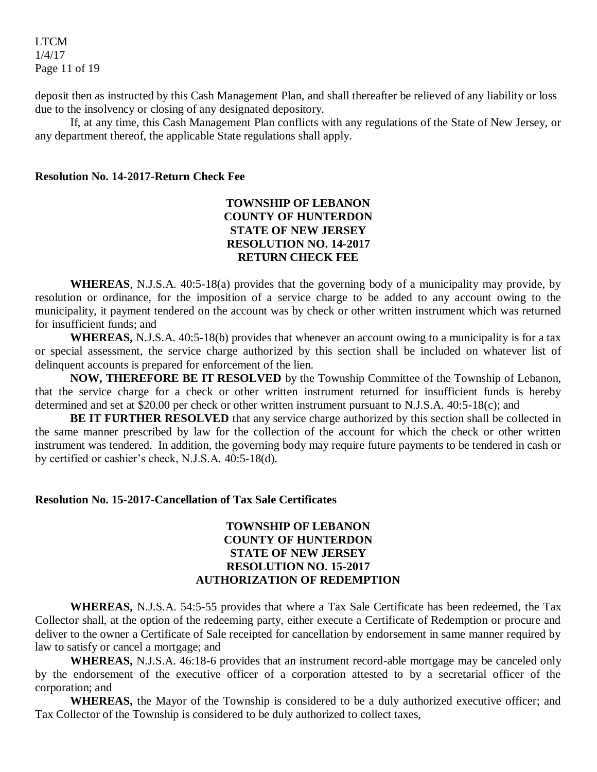deposit then as instructed by this Cash Management Plan, and shall thereafter be relieved of any liability or loss due to the insolvency or closing of any designated depository.

If, at any time, this Cash Management Plan conflicts with any regulations of the State of New Jersey, or any department thereof, the applicable State regulations shall apply.

**Resolution No. 14-2017-Return Check Fee**

**TOWNSHIP OF LEBANON**
**COUNTY OF HUNTERDON**
**STATE OF NEW JERSEY**
**RESOLUTION NO. 14-2017**
**RETURN CHECK FEE**

**WHEREAS**, N.J.S.A. 40:5-18(a) provides that the governing body of a municipality may provide, by resolution or ordinance, for the imposition of a service charge to be added to any account owing to the municipality, it payment tendered on the account was by check or other written instrument which was returned for insufficient funds; and

**WHEREAS,** N.J.S.A. 40:5-18(b) provides that whenever an account owing to a municipality is for a tax or special assessment, the service charge authorized by this section shall be included on whatever list of delinquent accounts is prepared for enforcement of the lien.

**NOW, THEREFORE BE IT RESOLVED** by the Township Committee of the Township of Lebanon, that the service charge for a check or other written instrument returned for insufficient funds is hereby determined and set at $20.00 per check or other written instrument pursuant to N.J.S.A. 40:5-18(c); and

**BE IT FURTHER RESOLVED** that any service charge authorized by this section shall be collected in the same manner prescribed by law for the collection of the account for which the check or other written instrument was tendered. In addition, the governing body may require future payments to be tendered in cash or by certified or cashier's check, N.J.S.A. 40:5-18(d).

**Resolution No. 15-2017-Cancellation of Tax Sale Certificates**

**TOWNSHIP OF LEBANON**
**COUNTY OF HUNTERDON**
**STATE OF NEW JERSEY**
**RESOLUTION NO. 15-2017**
**AUTHORIZATION OF REDEMPTION**

**WHEREAS,** N.J.S.A. 54:5-55 provides that where a Tax Sale Certificate has been redeemed, the Tax Collector shall, at the option of the redeeming party, either execute a Certificate of Redemption or procure and deliver to the owner a Certificate of Sale receipted for cancellation by endorsement in same manner required by law to satisfy or cancel a mortgage; and

**WHEREAS,** N.J.S.A. 46:18-6 provides that an instrument record-able mortgage may be canceled only by the endorsement of the executive officer of a corporation attested to by a secretarial officer of the corporation; and

**WHEREAS,** the Mayor of the Township is considered to be a duly authorized executive officer; and Tax Collector of the Township is considered to be duly authorized to collect taxes,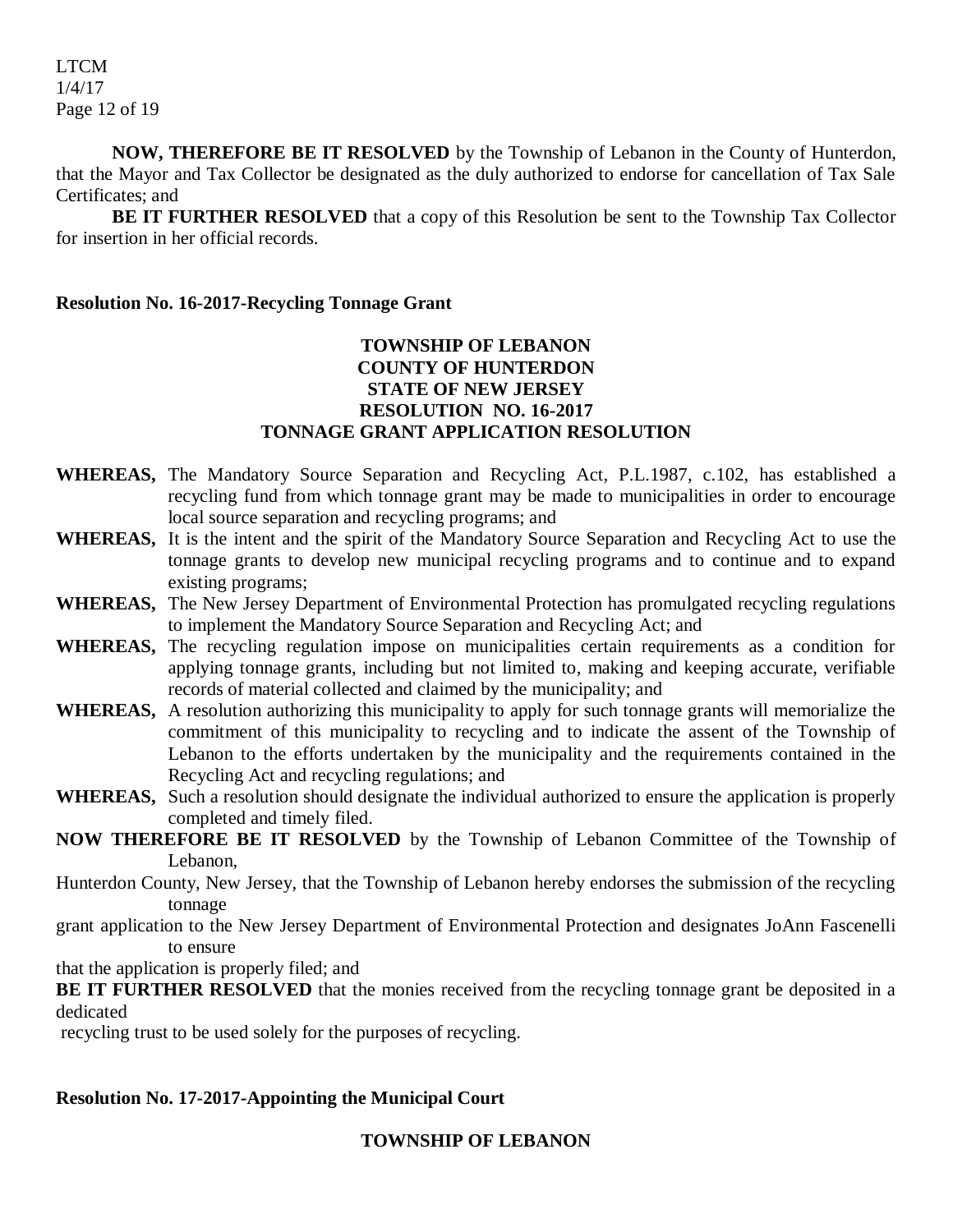**NOW, THEREFORE BE IT RESOLVED** by the Township of Lebanon in the County of Hunterdon, that the Mayor and Tax Collector be designated as the duly authorized to endorse for cancellation of Tax Sale Certificates; and

**BE IT FURTHER RESOLVED** that a copy of this Resolution be sent to the Township Tax Collector for insertion in her official records.

**Resolution No. 16-2017-Recycling Tonnage Grant**

**TOWNSHIP OF LEBANON**
**COUNTY OF HUNTERDON**
**STATE OF NEW JERSEY**
**RESOLUTION NO. 16-2017**
**TONNAGE GRANT APPLICATION RESOLUTION**

**WHEREAS,** The Mandatory Source Separation and Recycling Act, P.L.1987, c.102, has established a recycling fund from which tonnage grant may be made to municipalities in order to encourage local source separation and recycling programs; and

**WHEREAS,** It is the intent and the spirit of the Mandatory Source Separation and Recycling Act to use the tonnage grants to develop new municipal recycling programs and to continue and to expand existing programs;

**WHEREAS,** The New Jersey Department of Environmental Protection has promulgated recycling regulations to implement the Mandatory Source Separation and Recycling Act; and

**WHEREAS,** The recycling regulation impose on municipalities certain requirements as a condition for applying tonnage grants, including but not limited to, making and keeping accurate, verifiable records of material collected and claimed by the municipality; and

**WHEREAS,** A resolution authorizing this municipality to apply for such tonnage grants will memorialize the commitment of this municipality to recycling and to indicate the assent of the Township of Lebanon to the efforts undertaken by the municipality and the requirements contained in the Recycling Act and recycling regulations; and

**WHEREAS,** Such a resolution should designate the individual authorized to ensure the application is properly completed and timely filed.

**NOW THEREFORE BE IT RESOLVED** by the Township of Lebanon Committee of the Township of Lebanon,
Hunterdon County, New Jersey, that the Township of Lebanon hereby endorses the submission of the recycling tonnage
grant application to the New Jersey Department of Environmental Protection and designates JoAnn Fascenelli to ensure
that the application is properly filed; and

**BE IT FURTHER RESOLVED** that the monies received from the recycling tonnage grant be deposited in a dedicated
recycling trust to be used solely for the purposes of recycling.

**Resolution No. 17-2017-Appointing the Municipal Court**

**TOWNSHIP OF LEBANON**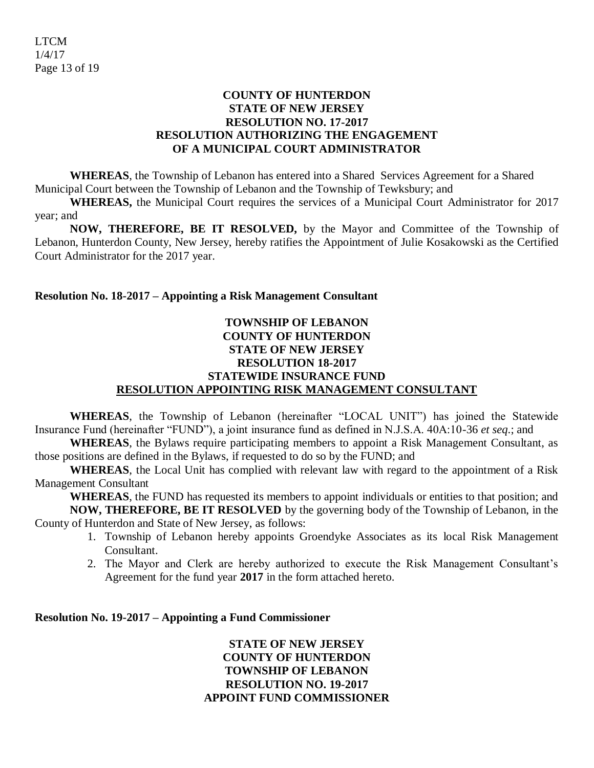**COUNTY OF HUNTERDON**
**STATE OF NEW JERSEY**
**RESOLUTION NO. 17-2017**
**RESOLUTION AUTHORIZING THE ENGAGEMENT OF A MUNICIPAL COURT ADMINISTRATOR**

**WHEREAS**, the Township of Lebanon has entered into a Shared Services Agreement for a Shared Municipal Court between the Township of Lebanon and the Township of Tewksbury; and

**WHEREAS,** the Municipal Court requires the services of a Municipal Court Administrator for 2017 year; and

**NOW, THEREFORE, BE IT RESOLVED,** by the Mayor and Committee of the Township of Lebanon, Hunterdon County, New Jersey, hereby ratifies the Appointment of Julie Kosakowski as the Certified Court Administrator for the 2017 year.

**Resolution No. 18-2017 – Appointing a Risk Management Consultant**

**TOWNSHIP OF LEBANON**
**COUNTY OF HUNTERDON**
**STATE OF NEW JERSEY**
**RESOLUTION 18-2017**
**STATEWIDE INSURANCE FUND**
**<u>RESOLUTION APPOINTING RISK MANAGEMENT CONSULTANT</u>**

**WHEREAS**, the Township of Lebanon (hereinafter "LOCAL UNIT") has joined the Statewide Insurance Fund (hereinafter "FUND"), a joint insurance fund as defined in N.J.S.A. 40A:10-36 *et seq*.; and

**WHEREAS**, the Bylaws require participating members to appoint a Risk Management Consultant, as those positions are defined in the Bylaws, if requested to do so by the FUND; and

**WHEREAS**, the Local Unit has complied with relevant law with regard to the appointment of a Risk Management Consultant

**WHEREAS**, the FUND has requested its members to appoint individuals or entities to that position; and

**NOW, THEREFORE, BE IT RESOLVED** by the governing body of the Township of Lebanon, in the County of Hunterdon and State of New Jersey, as follows:

1. Township of Lebanon hereby appoints Groendyke Associates as its local Risk Management Consultant.
2. The Mayor and Clerk are hereby authorized to execute the Risk Management Consultant's Agreement for the fund year **2017** in the form attached hereto.

**Resolution No. 19-2017 – Appointing a Fund Commissioner**

**STATE OF NEW JERSEY**
**COUNTY OF HUNTERDON**
**TOWNSHIP OF LEBANON**
**RESOLUTION NO. 19-2017**
**APPOINT FUND COMMISSIONER**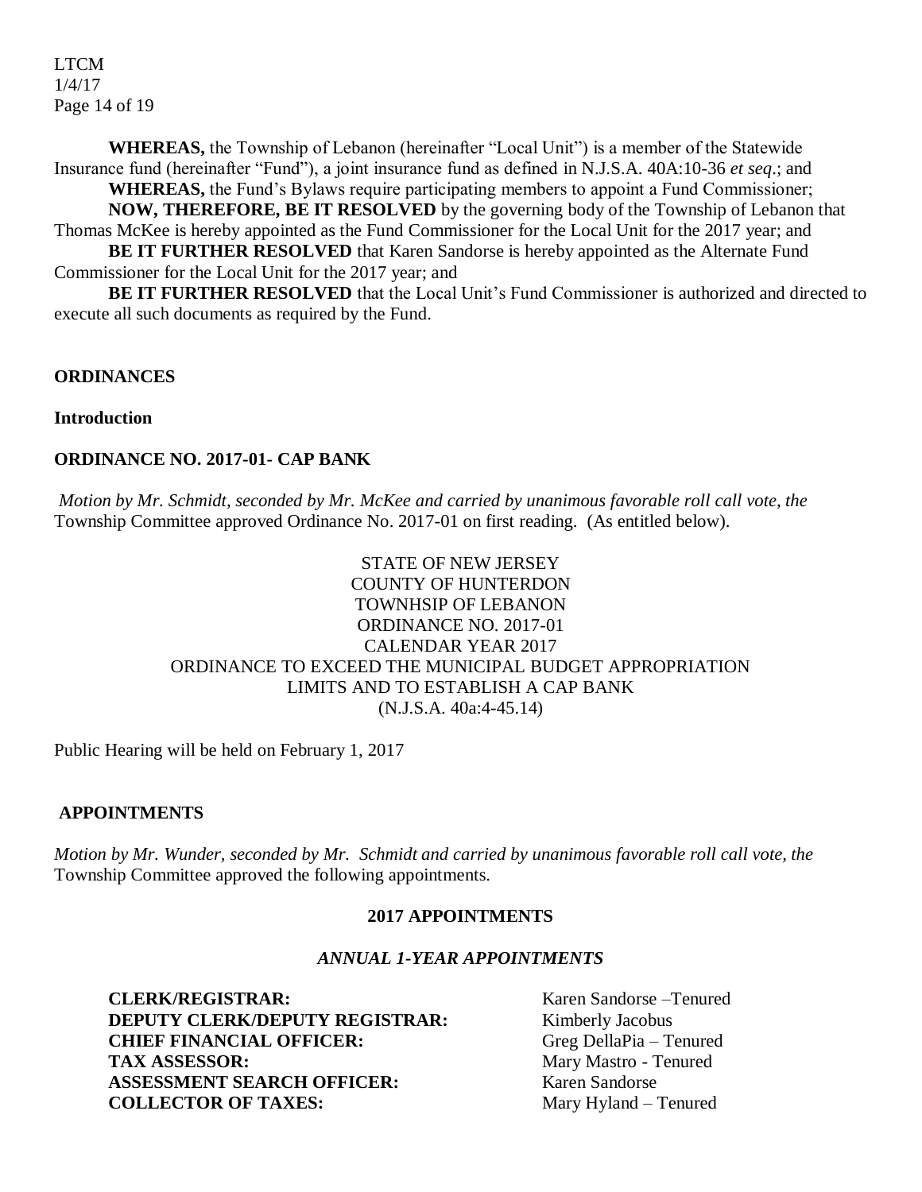**WHEREAS,** the Township of Lebanon (hereinafter "Local Unit") is a member of the Statewide Insurance fund (hereinafter "Fund"), a joint insurance fund as defined in N.J.S.A. 40A:10-36 *et seq*.; and

**WHEREAS,** the Fund's Bylaws require participating members to appoint a Fund Commissioner;

**NOW, THEREFORE, BE IT RESOLVED** by the governing body of the Township of Lebanon that Thomas McKee is hereby appointed as the Fund Commissioner for the Local Unit for the 2017 year; and

**BE IT FURTHER RESOLVED** that Karen Sandorse is hereby appointed as the Alternate Fund Commissioner for the Local Unit for the 2017 year; and

**BE IT FURTHER RESOLVED** that the Local Unit's Fund Commissioner is authorized and directed to execute all such documents as required by the Fund.

**ORDINANCES**

**Introduction**

**ORDINANCE NO. 2017-01- CAP BANK**

*Motion by Mr. Schmidt, seconded by Mr. McKee and carried by unanimous favorable roll call vote, the* Township Committee approved Ordinance No. 2017-01 on first reading. (As entitled below).

STATE OF NEW JERSEY
COUNTY OF HUNTERDON
TOWNHSIP OF LEBANON
ORDINANCE NO. 2017-01
CALENDAR YEAR 2017
ORDINANCE TO EXCEED THE MUNICIPAL BUDGET APPROPRIATION LIMITS AND TO ESTABLISH A CAP BANK
(N.J.S.A. 40a:4-45.14)

Public Hearing will be held on February 1, 2017

**APPOINTMENTS**

*Motion by Mr. Wunder, seconded by Mr. Schmidt and carried by unanimous favorable roll call vote, the* Township Committee approved the following appointments.

**2017 APPOINTMENTS**

***ANNUAL 1-YEAR APPOINTMENTS***

| | |
|---|---|
| **CLERK/REGISTRAR:** | Karen Sandorse –Tenured |
| **DEPUTY CLERK/DEPUTY REGISTRAR:** | Kimberly Jacobus |
| **CHIEF FINANCIAL OFFICER:** | Greg DellaPia – Tenured |
| **TAX ASSESSOR:** | Mary Mastro - Tenured |
| **ASSESSMENT SEARCH OFFICER:** | Karen Sandorse |
| **COLLECTOR OF TAXES:** | Mary Hyland – Tenured |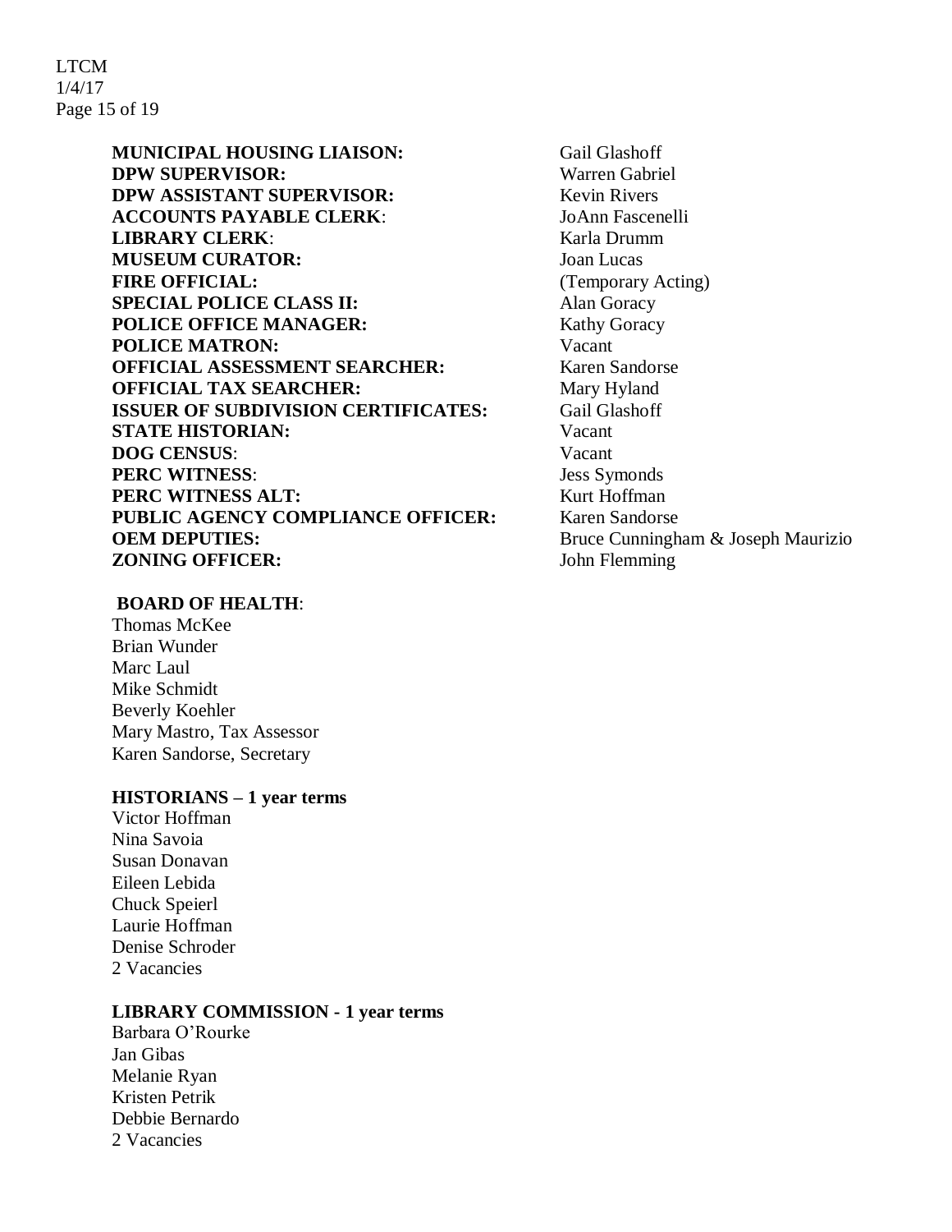**MUNICIPAL HOUSING LIAISON:** Gail Glashoff
**DPW SUPERVISOR:** Warren Gabriel
**DPW ASSISTANT SUPERVISOR:** Kevin Rivers
**ACCOUNTS PAYABLE CLERK**: JoAnn Fascenelli
**LIBRARY CLERK**: Karla Drumm
**MUSEUM CURATOR:** Joan Lucas
**FIRE OFFICIAL:** (Temporary Acting)
**SPECIAL POLICE CLASS II:** Alan Goracy
**POLICE OFFICE MANAGER:** Kathy Goracy
**POLICE MATRON:** Vacant
**OFFICIAL ASSESSMENT SEARCHER:** Karen Sandorse
**OFFICIAL TAX SEARCHER:** Mary Hyland
**ISSUER OF SUBDIVISION CERTIFICATES:** Gail Glashoff
**STATE HISTORIAN:** Vacant
**DOG CENSUS**: Vacant
**PERC WITNESS**: Jess Symonds
**PERC WITNESS ALT:** Kurt Hoffman
**PUBLIC AGENCY COMPLIANCE OFFICER:** Karen Sandorse
**OEM DEPUTIES:** Bruce Cunningham & Joseph Maurizio
**ZONING OFFICER:** John Flemming

**BOARD OF HEALTH**:

Thomas McKee
Brian Wunder
Marc Laul
Mike Schmidt
Beverly Koehler
Mary Mastro, Tax Assessor
Karen Sandorse, Secretary

**HISTORIANS – 1 year terms**

Victor Hoffman
Nina Savoia
Susan Donavan
Eileen Lebida
Chuck Speierl
Laurie Hoffman
Denise Schroder
2 Vacancies

**LIBRARY COMMISSION - 1 year terms**

Barbara O'Rourke
Jan Gibas
Melanie Ryan
Kristen Petrik
Debbie Bernardo
2 Vacancies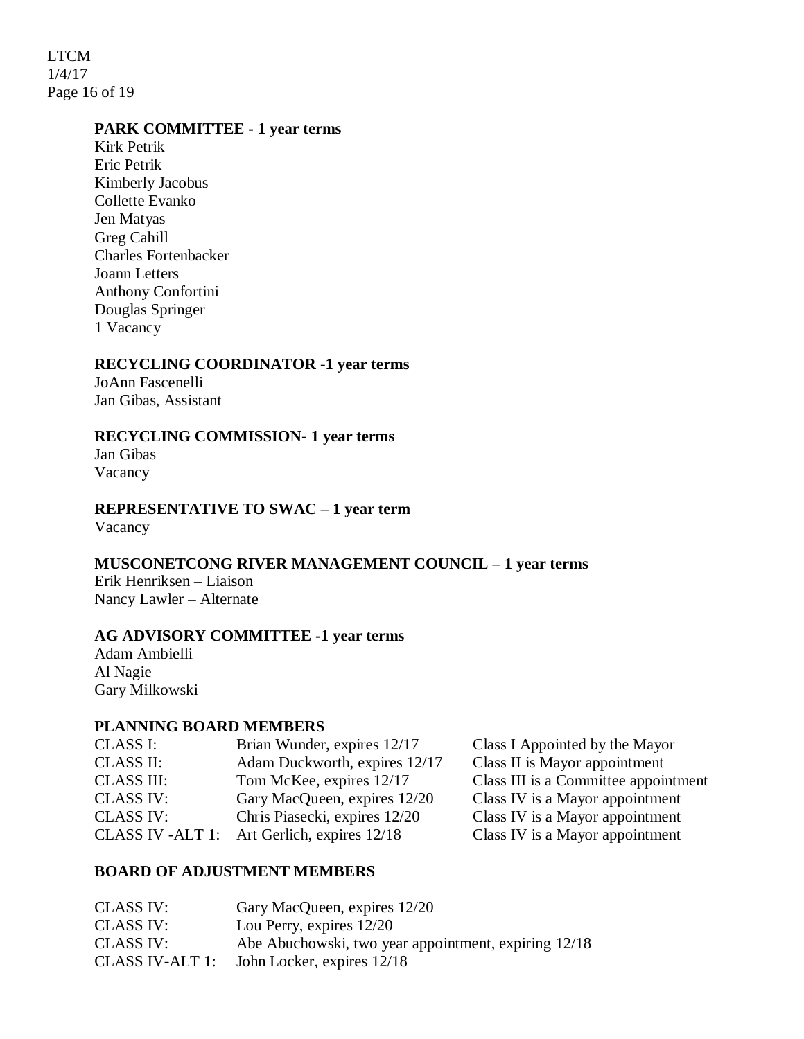**PARK COMMITTEE - 1 year terms**

Kirk Petrik
Eric Petrik
Kimberly Jacobus
Collette Evanko
Jen Matyas
Greg Cahill
Charles Fortenbacker
Joann Letters
Anthony Confortini
Douglas Springer
1 Vacancy

**RECYCLING COORDINATOR -1 year terms**

JoAnn Fascenelli
Jan Gibas, Assistant

**RECYCLING COMMISSION- 1 year terms**

Jan Gibas
Vacancy

**REPRESENTATIVE TO SWAC – 1 year term**

Vacancy

**MUSCONETCONG RIVER MANAGEMENT COUNCIL – 1 year terms**

Erik Henriksen – Liaison
Nancy Lawler – Alternate

**AG ADVISORY COMMITTEE -1 year terms**

Adam Ambielli
Al Nagie
Gary Milkowski

**PLANNING BOARD MEMBERS**

| | | |
|---|---|---|
| CLASS I: | Brian Wunder, expires 12/17 | Class I Appointed by the Mayor |
| CLASS II: | Adam Duckworth, expires 12/17 | Class II is Mayor appointment |
| CLASS III: | Tom McKee, expires 12/17 | Class III is a Committee appointment |
| CLASS IV: | Gary MacQueen, expires 12/20 | Class IV is a Mayor appointment |
| CLASS IV: | Chris Piasecki, expires 12/20 | Class IV is a Mayor appointment |
| CLASS IV -ALT 1: | Art Gerlich, expires 12/18 | Class IV is a Mayor appointment |

**BOARD OF ADJUSTMENT MEMBERS**

| | |
|---|---|
| CLASS IV: | Gary MacQueen, expires 12/20 |
| CLASS IV: | Lou Perry, expires 12/20 |
| CLASS IV: | Abe Abuchowski, two year appointment, expiring 12/18 |
| CLASS IV-ALT 1: | John Locker, expires 12/18 |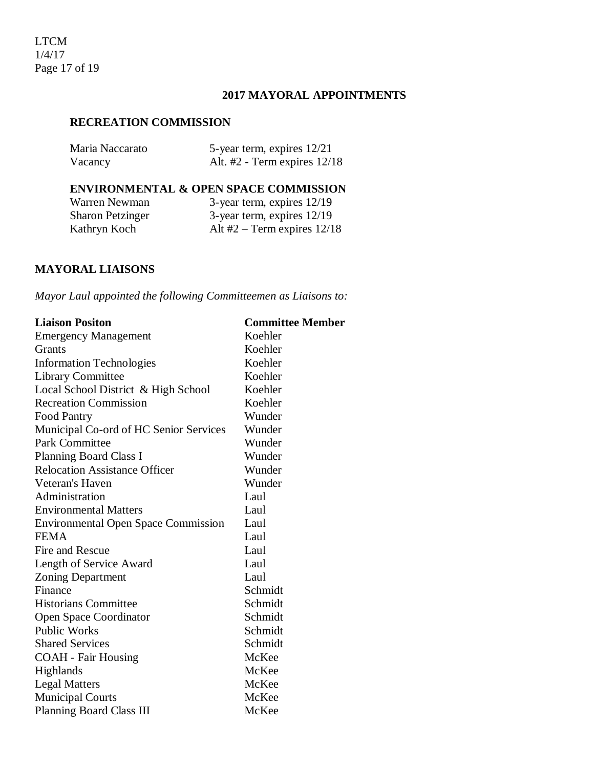## 2017 MAYORAL APPOINTMENTS

### RECREATION COMMISSION

| | |
|---|---|
| Maria Naccarato | 5-year term, expires 12/21 |
| Vacancy | Alt. #2 - Term expires 12/18 |

### ENVIRONMENTAL & OPEN SPACE COMMISSION

| | |
|---|---|
| Warren Newman | 3-year term, expires 12/19 |
| Sharon Petzinger | 3-year term, expires 12/19 |
| Kathryn Koch | Alt #2 – Term expires 12/18 |

## MAYORAL LIAISONS

*Mayor Laul appointed the following Committeemen as Liaisons to:*

| Liaison Positon | Committee Member |
|---|---|
| Emergency Management | Koehler |
| Grants | Koehler |
| Information Technologies | Koehler |
| Library Committee | Koehler |
| Local School District & High School | Koehler |
| Recreation Commission | Koehler |
| Food Pantry | Wunder |
| Municipal Co-ord of HC Senior Services | Wunder |
| Park Committee | Wunder |
| Planning Board Class I | Wunder |
| Relocation Assistance Officer | Wunder |
| Veteran's Haven | Wunder |
| Administration | Laul |
| Environmental Matters | Laul |
| Environmental Open Space Commission | Laul |
| FEMA | Laul |
| Fire and Rescue | Laul |
| Length of Service Award | Laul |
| Zoning Department | Laul |
| Finance | Schmidt |
| Historians Committee | Schmidt |
| Open Space Coordinator | Schmidt |
| Public Works | Schmidt |
| Shared Services | Schmidt |
| COAH - Fair Housing | McKee |
| Highlands | McKee |
| Legal Matters | McKee |
| Municipal Courts | McKee |
| Planning Board Class III | McKee |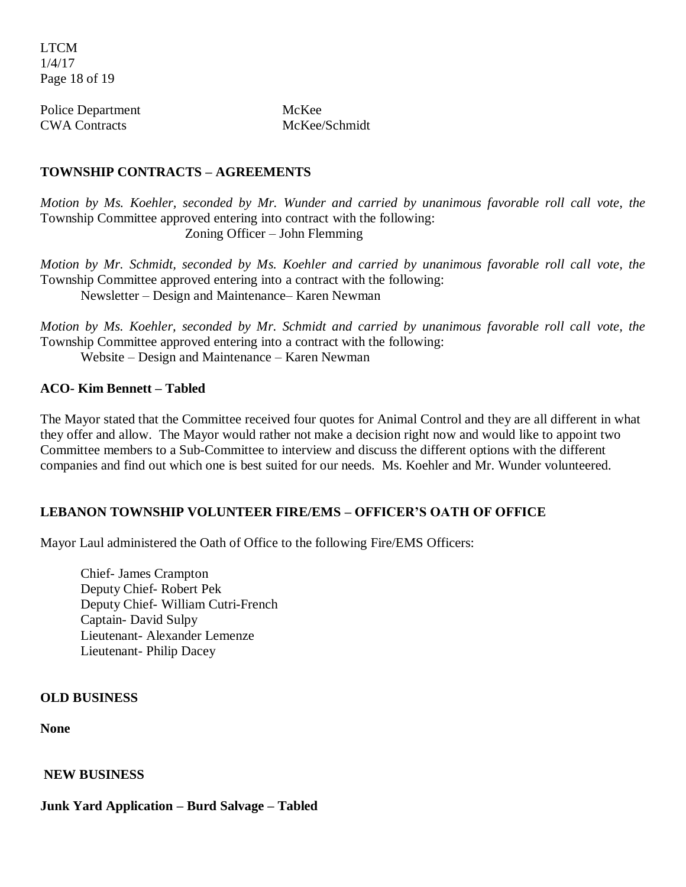| | |
|---|---|
| Police Department | McKee |
| CWA Contracts | McKee/Schmidt |

**TOWNSHIP CONTRACTS – AGREEMENTS**

*Motion by Ms. Koehler, seconded by Mr. Wunder and carried by unanimous favorable roll call vote, the* Township Committee approved entering into contract with the following:

Zoning Officer – John Flemming

*Motion by Mr. Schmidt, seconded by Ms. Koehler and carried by unanimous favorable roll call vote, the* Township Committee approved entering into a contract with the following:

Newsletter – Design and Maintenance– Karen Newman

*Motion by Ms. Koehler, seconded by Mr. Schmidt and carried by unanimous favorable roll call vote, the* Township Committee approved entering into a contract with the following:

Website – Design and Maintenance – Karen Newman

**ACO- Kim Bennett – Tabled**

The Mayor stated that the Committee received four quotes for Animal Control and they are all different in what they offer and allow. The Mayor would rather not make a decision right now and would like to appoint two Committee members to a Sub-Committee to interview and discuss the different options with the different companies and find out which one is best suited for our needs. Ms. Koehler and Mr. Wunder volunteered.

**LEBANON TOWNSHIP VOLUNTEER FIRE/EMS – OFFICER'S OATH OF OFFICE**

Mayor Laul administered the Oath of Office to the following Fire/EMS Officers:

Chief- James Crampton
Deputy Chief- Robert Pek
Deputy Chief- William Cutri-French
Captain- David Sulpy
Lieutenant- Alexander Lemenze
Lieutenant- Philip Dacey

**OLD BUSINESS**

**None**

**NEW BUSINESS**

**Junk Yard Application – Burd Salvage – Tabled**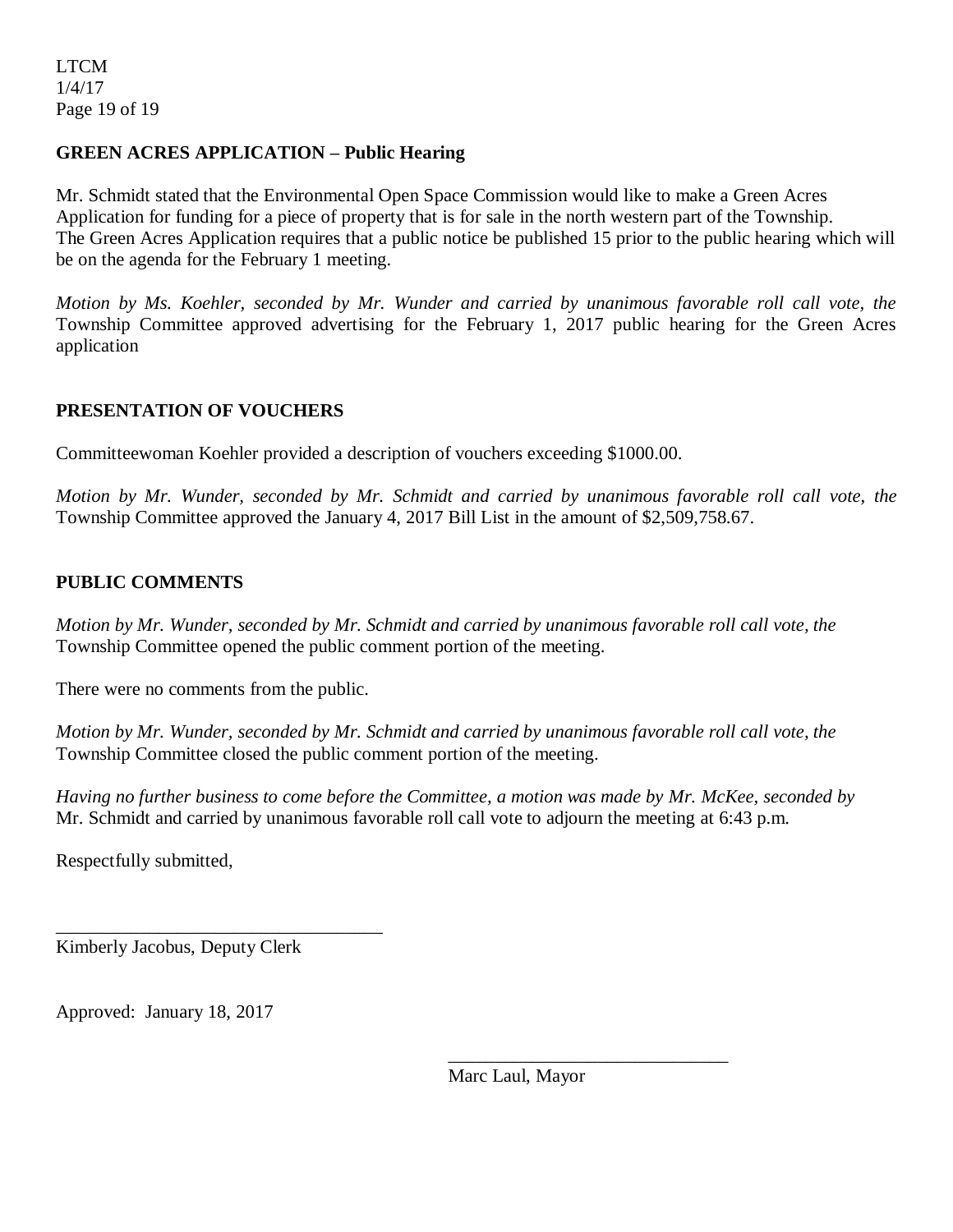**GREEN ACRES APPLICATION – Public Hearing**

Mr. Schmidt stated that the Environmental Open Space Commission would like to make a Green Acres Application for funding for a piece of property that is for sale in the north western part of the Township. The Green Acres Application requires that a public notice be published 15 prior to the public hearing which will be on the agenda for the February 1 meeting.

*Motion by Ms. Koehler, seconded by Mr. Wunder and carried by unanimous favorable roll call vote, the* Township Committee approved advertising for the February 1, 2017 public hearing for the Green Acres application

**PRESENTATION OF VOUCHERS**

Committeewoman Koehler provided a description of vouchers exceeding $1000.00.

*Motion by Mr. Wunder, seconded by Mr. Schmidt and carried by unanimous favorable roll call vote, the* Township Committee approved the January 4, 2017 Bill List in the amount of $2,509,758.67.

**PUBLIC COMMENTS**

*Motion by Mr. Wunder, seconded by Mr. Schmidt and carried by unanimous favorable roll call vote, the* Township Committee opened the public comment portion of the meeting.

There were no comments from the public.

*Motion by Mr. Wunder, seconded by Mr. Schmidt and carried by unanimous favorable roll call vote, the* Township Committee closed the public comment portion of the meeting.

*Having no further business to come before the Committee, a motion was made by Mr. McKee, seconded by* Mr. Schmidt and carried by unanimous favorable roll call vote to adjourn the meeting at 6:43 p.m.

Respectfully submitted,

___________________________________
Kimberly Jacobus, Deputy Clerk

Approved: January 18, 2017

___________________________________
Marc Laul, Mayor